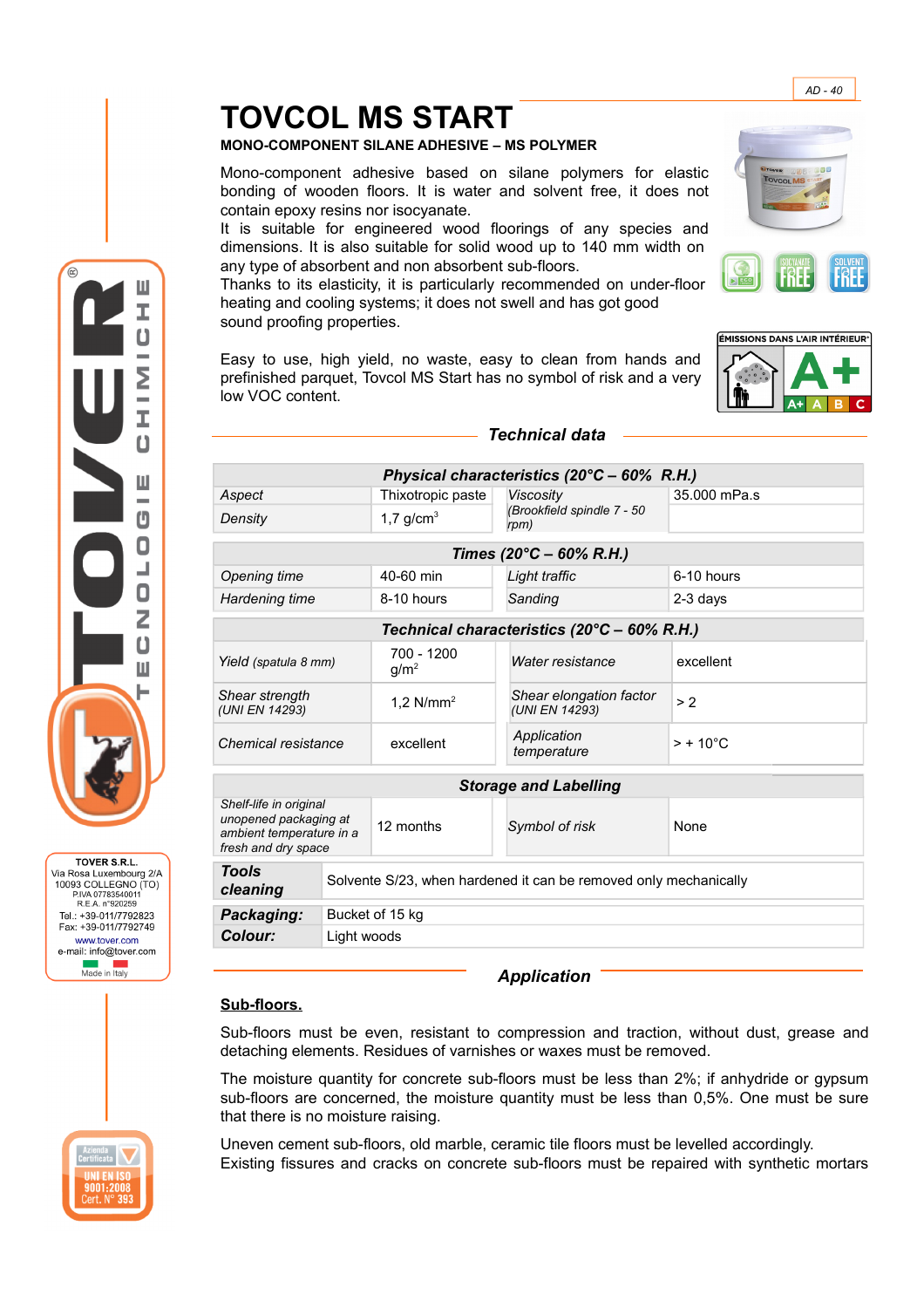AD - 40

# TOVCOL MS START

**MONO-COMPONENT SILANE ADHESIVE – MS POLYMER**

Mono-component adhesive based on silane polymers for elastic bonding of wooden floors. It is water and solvent free, it does not contain epoxy resins nor isocyanate.
It is suitable for engineered wood floorings of any species and dimensions. It is also suitable for solid wood up to 140 mm width on any type of absorbent and non absorbent sub-floors.
Thanks to its elasticity, it is particularly recommended on under-floor heating and cooling systems; it does not swell and has got good sound proofing properties.

Easy to use, high yield, no waste, easy to clean from hands and prefinished parquet, Tovcol MS Start has no symbol of risk and a very low VOC content.

## Technical data

| *Physical characteristics (20°C – 60% R.H.)* | | | |
|---|---|---|---|
| *Aspect* | Thixotropic paste | *Viscosity* *(Brookfield spindle 7 - 50 rpm)* | 35.000 mPa.s |
| *Density* | 1,7 g/cm³ | | |

| *Times (20°C – 60% R.H.)* | | | |
|---|---|---|---|
| *Opening time* | 40-60 min | *Light traffic* | 6-10 hours |
| *Hardening time* | 8-10 hours | *Sanding* | 2-3 days |

| *Technical characteristics (20°C – 60% R.H.)* | | | |
|---|---|---|---|
| *Yield (spatula 8 mm)* | 700 - 1200 g/m² | *Water resistance* | excellent |
| *Shear strength (UNI EN 14293)* | 1,2 N/mm² | *Shear elongation factor (UNI EN 14293)* | > 2 |
| *Chemical resistance* | excellent | *Application temperature* | > + 10°C |

| *Storage and Labelling* | | | |
|---|---|---|---|
| *Shelf-life in original unopened packaging at ambient temperature in a fresh and dry space* | 12 months | *Symbol of risk* | None |

| | |
|---|---|
| ***Tools cleaning*** | Solvente S/23, when hardened it can be removed only mechanically |
| ***Packaging:*** | Bucket of 15 kg |
| ***Colour:*** | Light woods |

## Application

**Sub-floors.**

Sub-floors must be even, resistant to compression and traction, without dust, grease and detaching elements. Residues of varnishes or waxes must be removed.

The moisture quantity for concrete sub-floors must be less than 2%; if anhydride or gypsum sub-floors are concerned, the moisture quantity must be less than 0,5%. One must be sure that there is no moisture raising.

Uneven cement sub-floors, old marble, ceramic tile floors must be levelled accordingly.
Existing fissures and cracks on concrete sub-floors must be repaired with synthetic mortars

TOVER S.R.L.
Via Rosa Luxembourg 2/A
10093 COLLEGNO (TO)
P.IVA 07783540011
R.E.A. n°920259
Tel.: +39-011/7792823
Fax: +39-011/7792749
www.tover.com
e-mail: info@tover.com
Made in Italy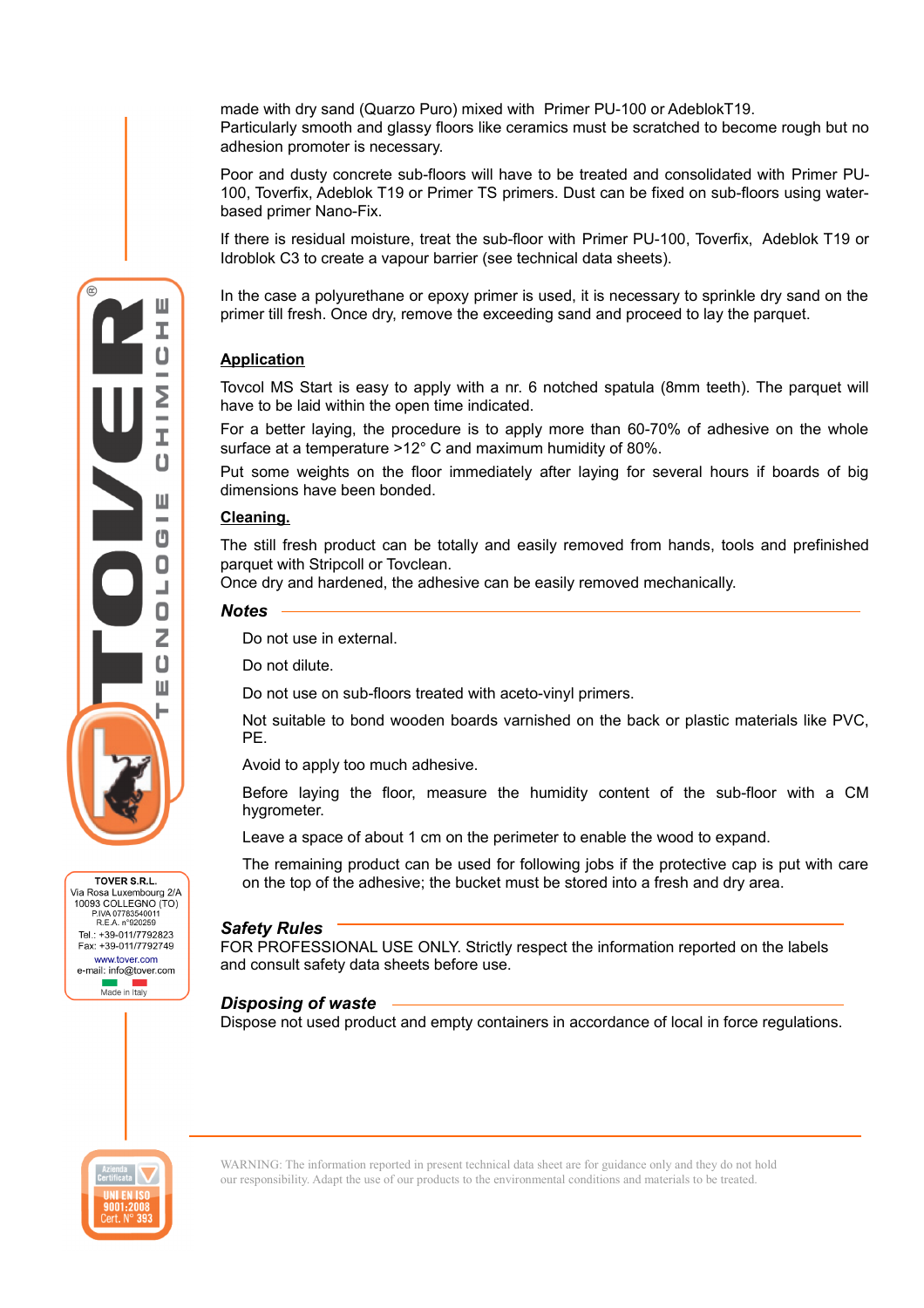made with dry sand (Quarzo Puro) mixed with Primer PU-100 or AdeblokT19.
Particularly smooth and glassy floors like ceramics must be scratched to become rough but no adhesion promoter is necessary.

Poor and dusty concrete sub-floors will have to be treated and consolidated with Primer PU-100, Toverfix, Adeblok T19 or Primer TS primers. Dust can be fixed on sub-floors using water-based primer Nano-Fix.

If there is residual moisture, treat the sub-floor with Primer PU-100, Toverfix, Adeblok T19 or Idroblok C3 to create a vapour barrier (see technical data sheets).

In the case a polyurethane or epoxy primer is used, it is necessary to sprinkle dry sand on the primer till fresh. Once dry, remove the exceeding sand and proceed to lay the parquet.

## Application

Tovcol MS Start is easy to apply with a nr. 6 notched spatula (8mm teeth). The parquet will have to be laid within the open time indicated.

For a better laying, the procedure is to apply more than 60-70% of adhesive on the whole surface at a temperature >12° C and maximum humidity of 80%.

Put some weights on the floor immediately after laying for several hours if boards of big dimensions have been bonded.

## Cleaning.

The still fresh product can be totally and easily removed from hands, tools and prefinished parquet with Stripcoll or Tovclean.
Once dry and hardened, the adhesive can be easily removed mechanically.

## *Notes*

Do not use in external.

Do not dilute.

Do not use on sub-floors treated with aceto-vinyl primers.

Not suitable to bond wooden boards varnished on the back or plastic materials like PVC, PE.

Avoid to apply too much adhesive.

Before laying the floor, measure the humidity content of the sub-floor with a CM hygrometer.

Leave a space of about 1 cm on the perimeter to enable the wood to expand.

The remaining product can be used for following jobs if the protective cap is put with care on the top of the adhesive; the bucket must be stored into a fresh and dry area.

## *Safety Rules*

FOR PROFESSIONAL USE ONLY. Strictly respect the information reported on the labels and consult safety data sheets before use.

## *Disposing of waste*

Dispose not used product and empty containers in accordance of local in force regulations.

TOVER S.R.L.
Via Rosa Luxembourg 2/A
10093 COLLEGNO (TO)
P.IVA 07783540011
R.E.A. n°920259
Tel.: +39-011/7792823
Fax: +39-011/7792749
www.tover.com
e-mail: info@tover.com
Made in Italy

WARNING: The information reported in present technical data sheet are for guidance only and they do not hold our responsibility. Adapt the use of our products to the environmental conditions and materials to be treated.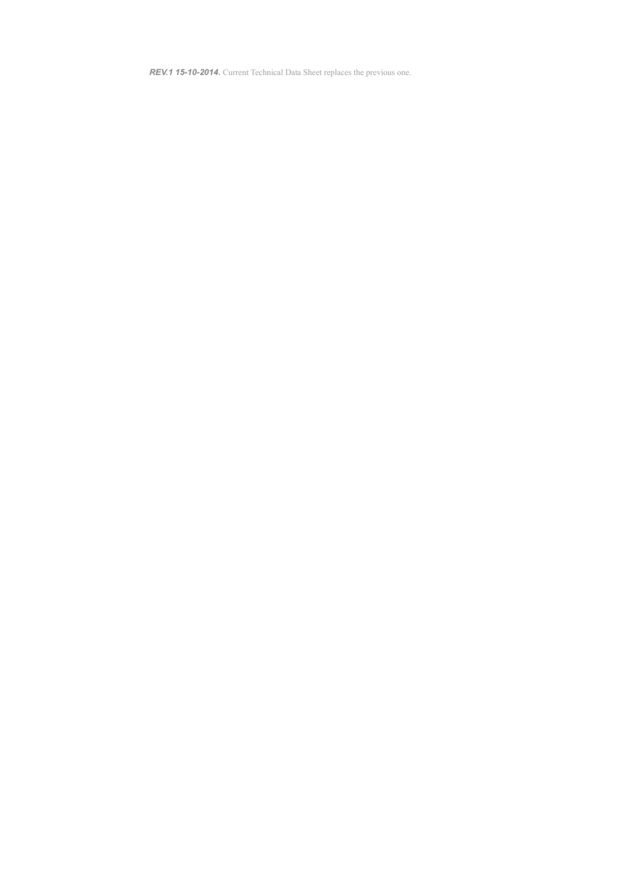***REV.1 15-10-2014.*** Current Technical Data Sheet replaces the previous one.